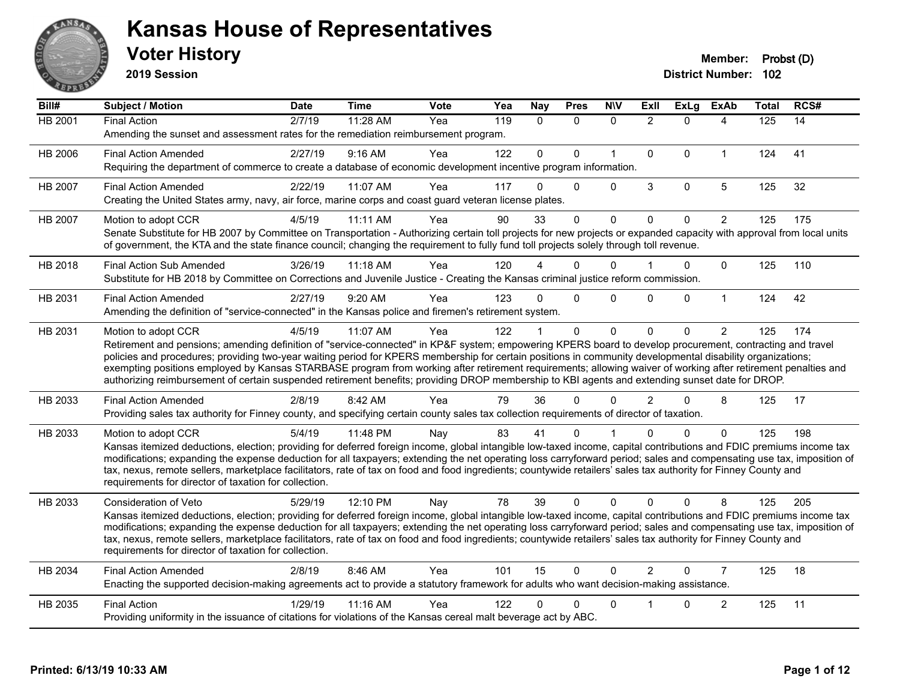# Kansas House of Representatives

## Voter History

**2019 Session**

**Member:** Probst (D)
**District Number:** 102

| Bill# | Subject / Motion | Date | Time | Vote | Yea | Nay | Pres | N\V | ExII | ExLg | ExAb | Total | RCS# |
|---|---|---|---|---|---|---|---|---|---|---|---|---|---|
| HB 2001 | Final Action | 2/7/19 | 11:28 AM | Yea | 119 | 0 | 0 | 0 | 2 | 0 | 4 | 125 | 14 |
| | Amending the sunset and assessment rates for the remediation reimbursement program. | | | | | | | | | | | | |
| HB 2006 | Final Action Amended | 2/27/19 | 9:16 AM | Yea | 122 | 0 | 0 | 1 | 0 | 0 | 1 | 124 | 41 |
| | Requiring the department of commerce to create a database of economic development incentive program information. | | | | | | | | | | | | |
| HB 2007 | Final Action Amended | 2/22/19 | 11:07 AM | Yea | 117 | 0 | 0 | 0 | 3 | 0 | 5 | 125 | 32 |
| | Creating the United States army, navy, air force, marine corps and coast guard veteran license plates. | | | | | | | | | | | | |
| HB 2007 | Motion to adopt CCR | 4/5/19 | 11:11 AM | Yea | 90 | 33 | 0 | 0 | 0 | 0 | 2 | 125 | 175 |
| | Senate Substitute for HB 2007 by Committee on Transportation - Authorizing certain toll projects for new projects or expanded capacity with approval from local units of government, the KTA and the state finance council; changing the requirement to fully fund toll projects solely through toll revenue. | | | | | | | | | | | | |
| HB 2018 | Final Action Sub Amended | 3/26/19 | 11:18 AM | Yea | 120 | 4 | 0 | 0 | 1 | 0 | 0 | 125 | 110 |
| | Substitute for HB 2018 by Committee on Corrections and Juvenile Justice - Creating the Kansas criminal justice reform commission. | | | | | | | | | | | | |
| HB 2031 | Final Action Amended | 2/27/19 | 9:20 AM | Yea | 123 | 0 | 0 | 0 | 0 | 0 | 1 | 124 | 42 |
| | Amending the definition of "service-connected" in the Kansas police and firemen's retirement system. | | | | | | | | | | | | |
| HB 2031 | Motion to adopt CCR | 4/5/19 | 11:07 AM | Yea | 122 | 1 | 0 | 0 | 0 | 0 | 2 | 125 | 174 |
| | Retirement and pensions; amending definition of "service-connected" in KP&F system; empowering KPERS board to develop procurement, contracting and travel policies and procedures; providing two-year waiting period for KPERS membership for certain positions in community developmental disability organizations; exempting positions employed by Kansas STARBASE program from working after retirement requirements; allowing waiver of working after retirement penalties and authorizing reimbursement of certain suspended retirement benefits; providing DROP membership to KBI agents and extending sunset date for DROP. | | | | | | | | | | | | |
| HB 2033 | Final Action Amended | 2/8/19 | 8:42 AM | Yea | 79 | 36 | 0 | 0 | 2 | 0 | 8 | 125 | 17 |
| | Providing sales tax authority for Finney county, and specifying certain county sales tax collection requirements of director of taxation. | | | | | | | | | | | | |
| HB 2033 | Motion to adopt CCR | 5/4/19 | 11:48 PM | Nay | 83 | 41 | 0 | 1 | 0 | 0 | 0 | 125 | 198 |
| | Kansas itemized deductions, election; providing for deferred foreign income, global intangible low-taxed income, capital contributions and FDIC premiums income tax modifications; expanding the expense deduction for all taxpayers; extending the net operating loss carryforward period; sales and compensating use tax, imposition of tax, nexus, remote sellers, marketplace facilitators, rate of tax on food and food ingredients; countywide retailers' sales tax authority for Finney County and requirements for director of taxation for collection. | | | | | | | | | | | | |
| HB 2033 | Consideration of Veto | 5/29/19 | 12:10 PM | Nay | 78 | 39 | 0 | 0 | 0 | 0 | 8 | 125 | 205 |
| | Kansas itemized deductions, election; providing for deferred foreign income, global intangible low-taxed income, capital contributions and FDIC premiums income tax modifications; expanding the expense deduction for all taxpayers; extending the net operating loss carryforward period; sales and compensating use tax, imposition of tax, nexus, remote sellers, marketplace facilitators, rate of tax on food and food ingredients; countywide retailers' sales tax authority for Finney County and requirements for director of taxation for collection. | | | | | | | | | | | | |
| HB 2034 | Final Action Amended | 2/8/19 | 8:46 AM | Yea | 101 | 15 | 0 | 0 | 2 | 0 | 7 | 125 | 18 |
| | Enacting the supported decision-making agreements act to provide a statutory framework for adults who want decision-making assistance. | | | | | | | | | | | | |
| HB 2035 | Final Action | 1/29/19 | 11:16 AM | Yea | 122 | 0 | 0 | 0 | 1 | 0 | 2 | 125 | 11 |
| | Providing uniformity in the issuance of citations for violations of the Kansas cereal malt beverage act by ABC. | | | | | | | | | | | | |

Printed: 6/13/19 10:33 AM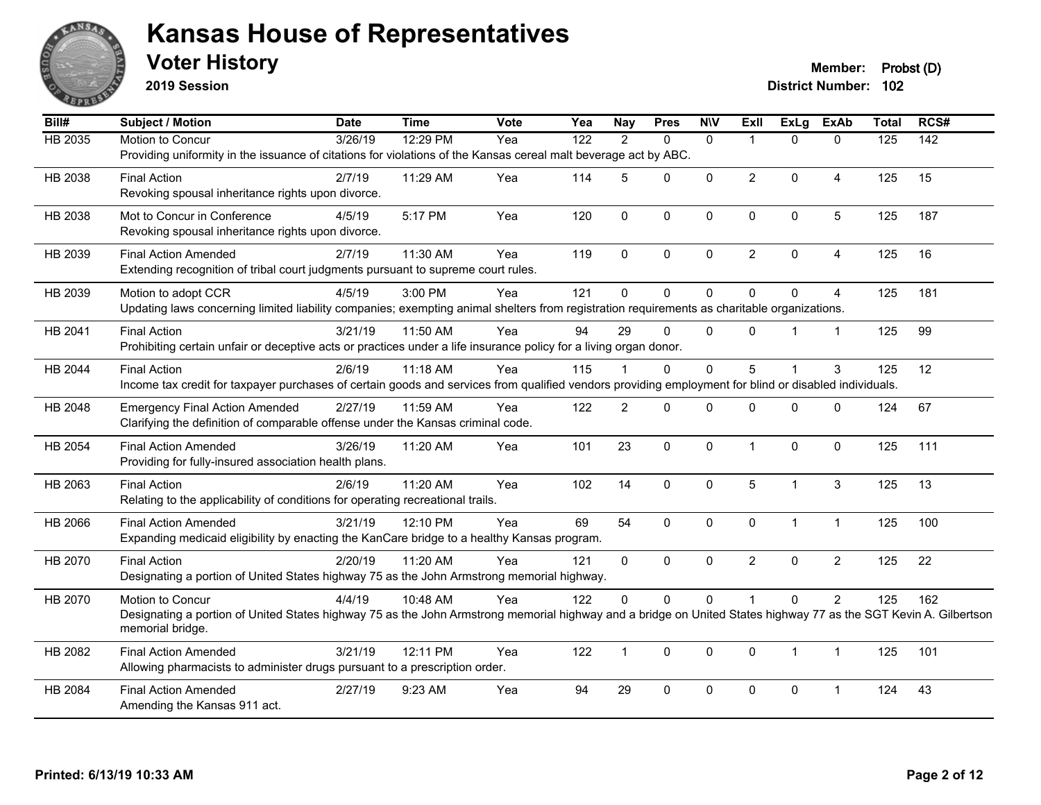# Kansas House of Representatives

## Voter History

**2019 Session**

**Member:** Probst (D)
**District Number:** 102

| Bill# | Subject / Motion | Date | Time | Vote | Yea | Nay | Pres | N\V | ExII | ExLg | ExAb | Total | RCS# |
|---|---|---|---|---|---|---|---|---|---|---|---|---|---|
| HB 2035 | Motion to Concur | 3/26/19 | 12:29 PM | Yea | 122 | 2 | 0 | 0 | 1 | 0 | 0 | 125 | 142 |
| | Providing uniformity in the issuance of citations for violations of the Kansas cereal malt beverage act by ABC. | | | | | | | | | | | | |
| HB 2038 | Final Action | 2/7/19 | 11:29 AM | Yea | 114 | 5 | 0 | 0 | 2 | 0 | 4 | 125 | 15 |
| | Revoking spousal inheritance rights upon divorce. | | | | | | | | | | | | |
| HB 2038 | Mot to Concur in Conference | 4/5/19 | 5:17 PM | Yea | 120 | 0 | 0 | 0 | 0 | 0 | 5 | 125 | 187 |
| | Revoking spousal inheritance rights upon divorce. | | | | | | | | | | | | |
| HB 2039 | Final Action Amended | 2/7/19 | 11:30 AM | Yea | 119 | 0 | 0 | 0 | 2 | 0 | 4 | 125 | 16 |
| | Extending recognition of tribal court judgments pursuant to supreme court rules. | | | | | | | | | | | | |
| HB 2039 | Motion to adopt CCR | 4/5/19 | 3:00 PM | Yea | 121 | 0 | 0 | 0 | 0 | 0 | 4 | 125 | 181 |
| | Updating laws concerning limited liability companies; exempting animal shelters from registration requirements as charitable organizations. | | | | | | | | | | | | |
| HB 2041 | Final Action | 3/21/19 | 11:50 AM | Yea | 94 | 29 | 0 | 0 | 0 | 1 | 1 | 125 | 99 |
| | Prohibiting certain unfair or deceptive acts or practices under a life insurance policy for a living organ donor. | | | | | | | | | | | | |
| HB 2044 | Final Action | 2/6/19 | 11:18 AM | Yea | 115 | 1 | 0 | 0 | 5 | 1 | 3 | 125 | 12 |
| | Income tax credit for taxpayer purchases of certain goods and services from qualified vendors providing employment for blind or disabled individuals. | | | | | | | | | | | | |
| HB 2048 | Emergency Final Action Amended | 2/27/19 | 11:59 AM | Yea | 122 | 2 | 0 | 0 | 0 | 0 | 0 | 124 | 67 |
| | Clarifying the definition of comparable offense under the Kansas criminal code. | | | | | | | | | | | | |
| HB 2054 | Final Action Amended | 3/26/19 | 11:20 AM | Yea | 101 | 23 | 0 | 0 | 1 | 0 | 0 | 125 | 111 |
| | Providing for fully-insured association health plans. | | | | | | | | | | | | |
| HB 2063 | Final Action | 2/6/19 | 11:20 AM | Yea | 102 | 14 | 0 | 0 | 5 | 1 | 3 | 125 | 13 |
| | Relating to the applicability of conditions for operating recreational trails. | | | | | | | | | | | | |
| HB 2066 | Final Action Amended | 3/21/19 | 12:10 PM | Yea | 69 | 54 | 0 | 0 | 0 | 1 | 1 | 125 | 100 |
| | Expanding medicaid eligibility by enacting the KanCare bridge to a healthy Kansas program. | | | | | | | | | | | | |
| HB 2070 | Final Action | 2/20/19 | 11:20 AM | Yea | 121 | 0 | 0 | 0 | 2 | 0 | 2 | 125 | 22 |
| | Designating a portion of United States highway 75 as the John Armstrong memorial highway. | | | | | | | | | | | | |
| HB 2070 | Motion to Concur | 4/4/19 | 10:48 AM | Yea | 122 | 0 | 0 | 0 | 1 | 0 | 2 | 125 | 162 |
| | Designating a portion of United States highway 75 as the John Armstrong memorial highway and a bridge on United States highway 77 as the SGT Kevin A. Gilbertson memorial bridge. | | | | | | | | | | | | |
| HB 2082 | Final Action Amended | 3/21/19 | 12:11 PM | Yea | 122 | 1 | 0 | 0 | 0 | 1 | 1 | 125 | 101 |
| | Allowing pharmacists to administer drugs pursuant to a prescription order. | | | | | | | | | | | | |
| HB 2084 | Final Action Amended | 2/27/19 | 9:23 AM | Yea | 94 | 29 | 0 | 0 | 0 | 0 | 1 | 124 | 43 |
| | Amending the Kansas 911 act. | | | | | | | | | | | | |

Printed: 6/13/19 10:33 AM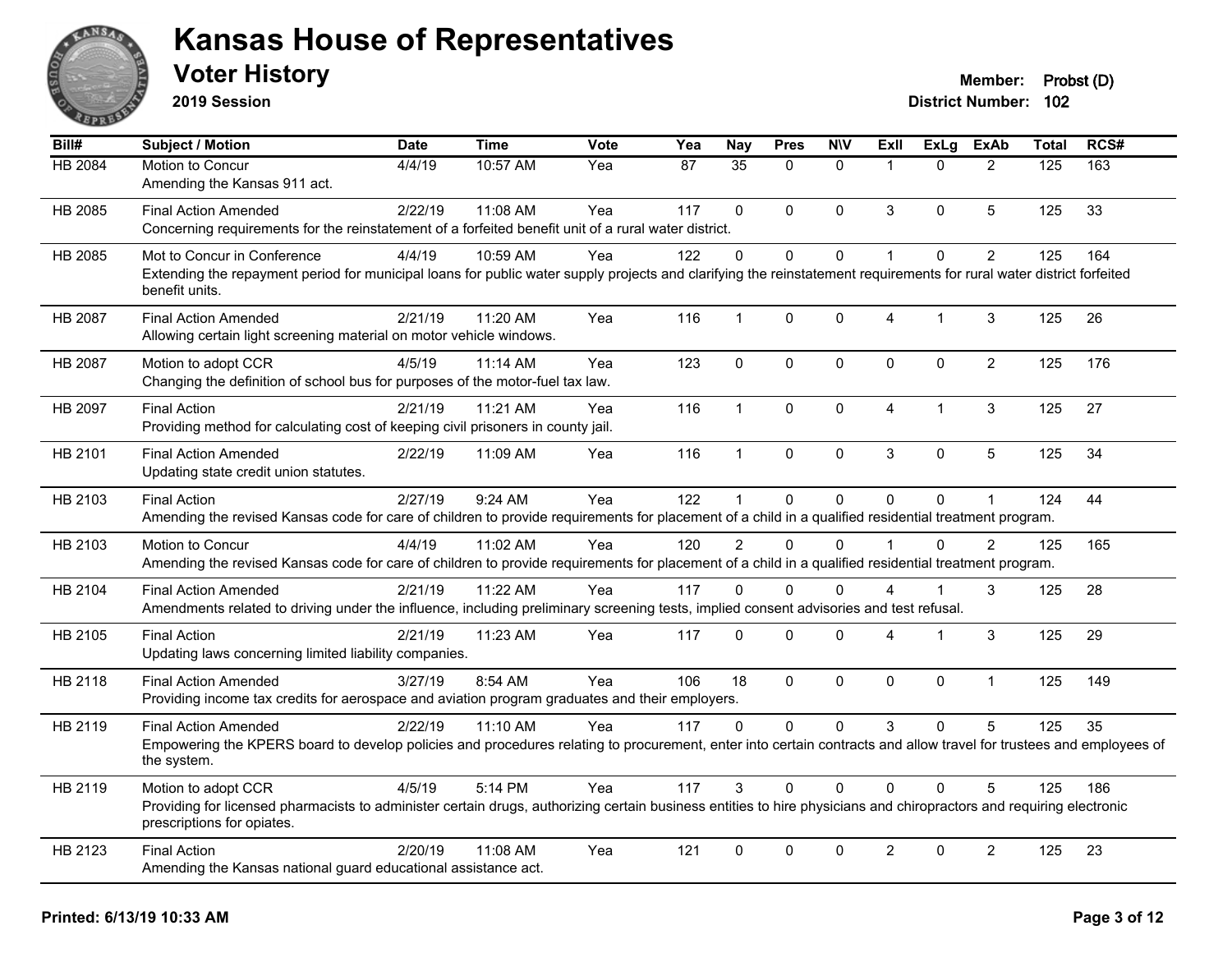# Kansas House of Representatives

## Voter History

**2019 Session**

**Member:** Probst (D)
**District Number:** 102

| Bill# | Subject / Motion | Date | Time | Vote | Yea | Nay | Pres | N\V | ExIl | ExLg | ExAb | Total | RCS# |
|---|---|---|---|---|---|---|---|---|---|---|---|---|---|
| HB 2084 | Motion to Concur<br>Amending the Kansas 911 act. | 4/4/19 | 10:57 AM | Yea | 87 | 35 | 0 | 0 | 1 | 0 | 2 | 125 | 163 |
| HB 2085 | Final Action Amended<br>Concerning requirements for the reinstatement of a forfeited benefit unit of a rural water district. | 2/22/19 | 11:08 AM | Yea | 117 | 0 | 0 | 0 | 3 | 0 | 5 | 125 | 33 |
| HB 2085 | Mot to Concur in Conference<br>Extending the repayment period for municipal loans for public water supply projects and clarifying the reinstatement requirements for rural water district forfeited benefit units. | 4/4/19 | 10:59 AM | Yea | 122 | 0 | 0 | 0 | 1 | 0 | 2 | 125 | 164 |
| HB 2087 | Final Action Amended<br>Allowing certain light screening material on motor vehicle windows. | 2/21/19 | 11:20 AM | Yea | 116 | 1 | 0 | 0 | 4 | 1 | 3 | 125 | 26 |
| HB 2087 | Motion to adopt CCR<br>Changing the definition of school bus for purposes of the motor-fuel tax law. | 4/5/19 | 11:14 AM | Yea | 123 | 0 | 0 | 0 | 0 | 0 | 2 | 125 | 176 |
| HB 2097 | Final Action<br>Providing method for calculating cost of keeping civil prisoners in county jail. | 2/21/19 | 11:21 AM | Yea | 116 | 1 | 0 | 0 | 4 | 1 | 3 | 125 | 27 |
| HB 2101 | Final Action Amended<br>Updating state credit union statutes. | 2/22/19 | 11:09 AM | Yea | 116 | 1 | 0 | 0 | 3 | 0 | 5 | 125 | 34 |
| HB 2103 | Final Action<br>Amending the revised Kansas code for care of children to provide requirements for placement of a child in a qualified residential treatment program. | 2/27/19 | 9:24 AM | Yea | 122 | 1 | 0 | 0 | 0 | 0 | 1 | 124 | 44 |
| HB 2103 | Motion to Concur<br>Amending the revised Kansas code for care of children to provide requirements for placement of a child in a qualified residential treatment program. | 4/4/19 | 11:02 AM | Yea | 120 | 2 | 0 | 0 | 1 | 0 | 2 | 125 | 165 |
| HB 2104 | Final Action Amended<br>Amendments related to driving under the influence, including preliminary screening tests, implied consent advisories and test refusal. | 2/21/19 | 11:22 AM | Yea | 117 | 0 | 0 | 0 | 4 | 1 | 3 | 125 | 28 |
| HB 2105 | Final Action<br>Updating laws concerning limited liability companies. | 2/21/19 | 11:23 AM | Yea | 117 | 0 | 0 | 0 | 4 | 1 | 3 | 125 | 29 |
| HB 2118 | Final Action Amended<br>Providing income tax credits for aerospace and aviation program graduates and their employers. | 3/27/19 | 8:54 AM | Yea | 106 | 18 | 0 | 0 | 0 | 0 | 1 | 125 | 149 |
| HB 2119 | Final Action Amended<br>Empowering the KPERS board to develop policies and procedures relating to procurement, enter into certain contracts and allow travel for trustees and employees of the system. | 2/22/19 | 11:10 AM | Yea | 117 | 0 | 0 | 0 | 3 | 0 | 5 | 125 | 35 |
| HB 2119 | Motion to adopt CCR<br>Providing for licensed pharmacists to administer certain drugs, authorizing certain business entities to hire physicians and chiropractors and requiring electronic prescriptions for opiates. | 4/5/19 | 5:14 PM | Yea | 117 | 3 | 0 | 0 | 0 | 0 | 5 | 125 | 186 |
| HB 2123 | Final Action<br>Amending the Kansas national guard educational assistance act. | 2/20/19 | 11:08 AM | Yea | 121 | 0 | 0 | 0 | 2 | 0 | 2 | 125 | 23 |

**Printed: 6/13/19 10:33 AM**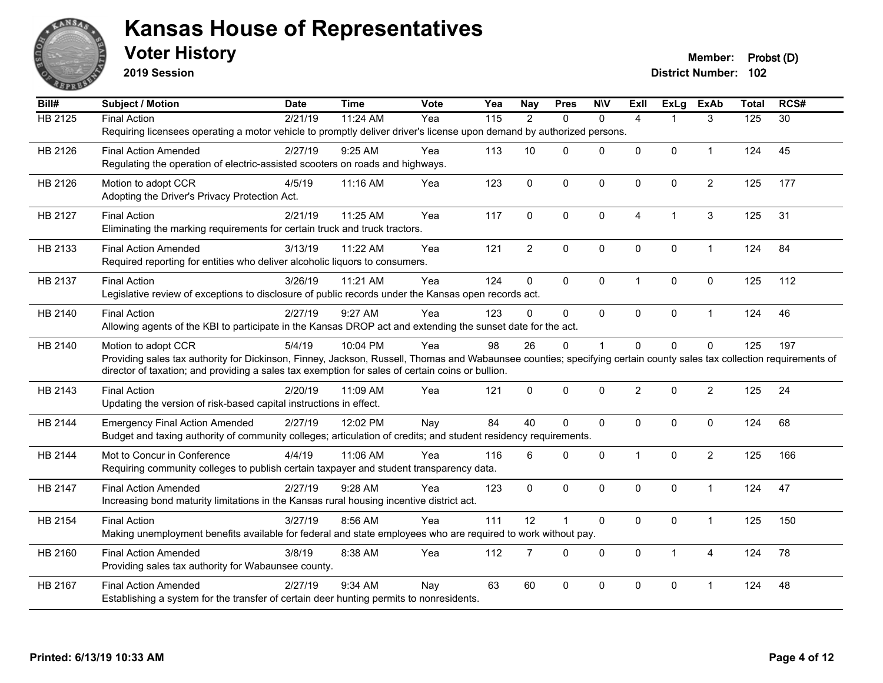# Kansas House of Representatives

## Voter History

**2019 Session**

**Member:** Probst (D)
**District Number:** 102

| Bill# | Subject / Motion | Date | Time | Vote | Yea | Nay | Pres | N\V | ExII | ExLg | ExAb | Total | RCS# |
|---|---|---|---|---|---|---|---|---|---|---|---|---|---|
| HB 2125 | Final Action | 2/21/19 | 11:24 AM | Yea | 115 | 2 | 0 | 0 | 4 | 1 | 3 | 125 | 30 |
| | Requiring licensees operating a motor vehicle to promptly deliver driver's license upon demand by authorized persons. | | | | | | | | | | | | |
| HB 2126 | Final Action Amended | 2/27/19 | 9:25 AM | Yea | 113 | 10 | 0 | 0 | 0 | 0 | 1 | 124 | 45 |
| | Regulating the operation of electric-assisted scooters on roads and highways. | | | | | | | | | | | | |
| HB 2126 | Motion to adopt CCR | 4/5/19 | 11:16 AM | Yea | 123 | 0 | 0 | 0 | 0 | 0 | 2 | 125 | 177 |
| | Adopting the Driver's Privacy Protection Act. | | | | | | | | | | | | |
| HB 2127 | Final Action | 2/21/19 | 11:25 AM | Yea | 117 | 0 | 0 | 0 | 4 | 1 | 3 | 125 | 31 |
| | Eliminating the marking requirements for certain truck and truck tractors. | | | | | | | | | | | | |
| HB 2133 | Final Action Amended | 3/13/19 | 11:22 AM | Yea | 121 | 2 | 0 | 0 | 0 | 0 | 1 | 124 | 84 |
| | Required reporting for entities who deliver alcoholic liquors to consumers. | | | | | | | | | | | | |
| HB 2137 | Final Action | 3/26/19 | 11:21 AM | Yea | 124 | 0 | 0 | 0 | 1 | 0 | 0 | 125 | 112 |
| | Legislative review of exceptions to disclosure of public records under the Kansas open records act. | | | | | | | | | | | | |
| HB 2140 | Final Action | 2/27/19 | 9:27 AM | Yea | 123 | 0 | 0 | 0 | 0 | 0 | 1 | 124 | 46 |
| | Allowing agents of the KBI to participate in the Kansas DROP act and extending the sunset date for the act. | | | | | | | | | | | | |
| HB 2140 | Motion to adopt CCR | 5/4/19 | 10:04 PM | Yea | 98 | 26 | 0 | 1 | 0 | 0 | 0 | 125 | 197 |
| | Providing sales tax authority for Dickinson, Finney, Jackson, Russell, Thomas and Wabaunsee counties; specifying certain county sales tax collection requirements of director of taxation; and providing a sales tax exemption for sales of certain coins or bullion. | | | | | | | | | | | | |
| HB 2143 | Final Action | 2/20/19 | 11:09 AM | Yea | 121 | 0 | 0 | 0 | 2 | 0 | 2 | 125 | 24 |
| | Updating the version of risk-based capital instructions in effect. | | | | | | | | | | | | |
| HB 2144 | Emergency Final Action Amended | 2/27/19 | 12:02 PM | Nay | 84 | 40 | 0 | 0 | 0 | 0 | 0 | 124 | 68 |
| | Budget and taxing authority of community colleges; articulation of credits; and student residency requirements. | | | | | | | | | | | | |
| HB 2144 | Mot to Concur in Conference | 4/4/19 | 11:06 AM | Yea | 116 | 6 | 0 | 0 | 1 | 0 | 2 | 125 | 166 |
| | Requiring community colleges to publish certain taxpayer and student transparency data. | | | | | | | | | | | | |
| HB 2147 | Final Action Amended | 2/27/19 | 9:28 AM | Yea | 123 | 0 | 0 | 0 | 0 | 0 | 1 | 124 | 47 |
| | Increasing bond maturity limitations in the Kansas rural housing incentive district act. | | | | | | | | | | | | |
| HB 2154 | Final Action | 3/27/19 | 8:56 AM | Yea | 111 | 12 | 1 | 0 | 0 | 0 | 1 | 125 | 150 |
| | Making unemployment benefits available for federal and state employees who are required to work without pay. | | | | | | | | | | | | |
| HB 2160 | Final Action Amended | 3/8/19 | 8:38 AM | Yea | 112 | 7 | 0 | 0 | 0 | 1 | 4 | 124 | 78 |
| | Providing sales tax authority for Wabaunsee county. | | | | | | | | | | | | |
| HB 2167 | Final Action Amended | 2/27/19 | 9:34 AM | Nay | 63 | 60 | 0 | 0 | 0 | 0 | 1 | 124 | 48 |
| | Establishing a system for the transfer of certain deer hunting permits to nonresidents. | | | | | | | | | | | | |

**Printed: 6/13/19 10:33 AM**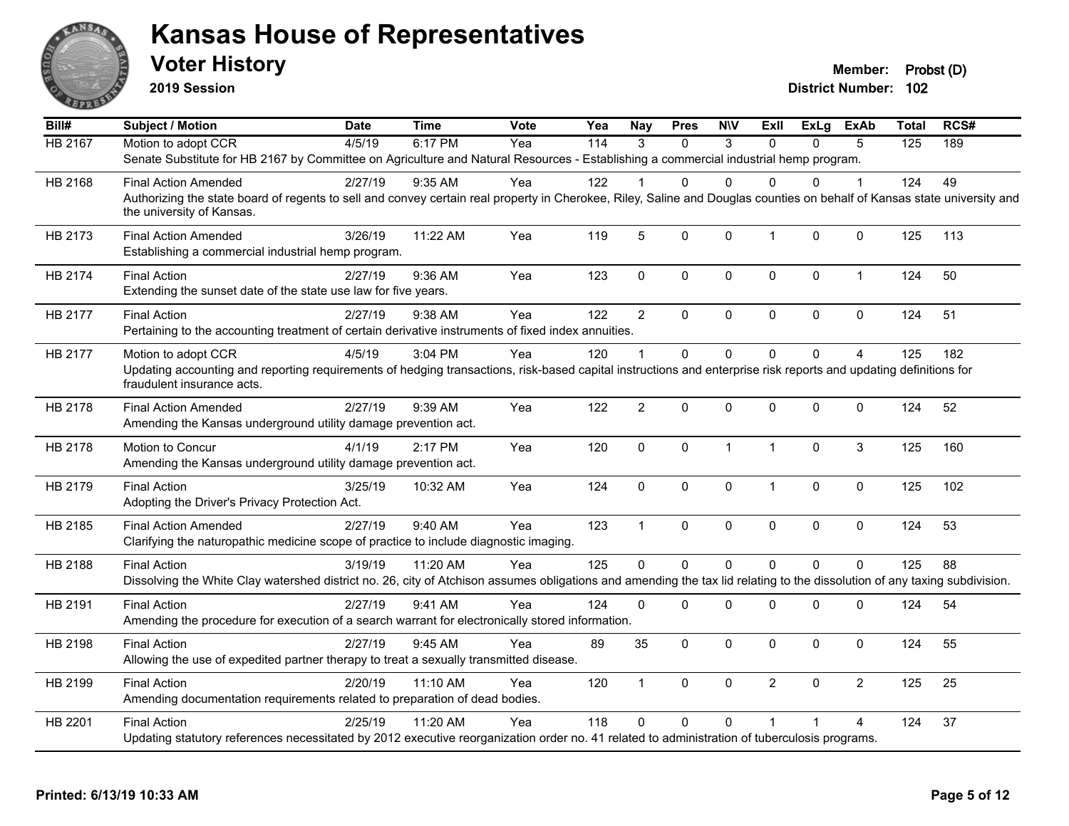# Kansas House of Representatives

## Voter History

**2019 Session**

**Member:** Probst (D)
**District Number:** 102

| Bill# | Subject / Motion | Date | Time | Vote | Yea | Nay | Pres | N\V | ExII | ExLg | ExAb | Total | RCS# |
|---|---|---|---|---|---|---|---|---|---|---|---|---|---|
| HB 2167 | Motion to adopt CCR | 4/5/19 | 6:17 PM | Yea | 114 | 3 | 0 | 3 | 0 | 0 | 5 | 125 | 189 |
| | Senate Substitute for HB 2167 by Committee on Agriculture and Natural Resources - Establishing a commercial industrial hemp program. | | | | | | | | | | | | |
| HB 2168 | Final Action Amended | 2/27/19 | 9:35 AM | Yea | 122 | 1 | 0 | 0 | 0 | 0 | 1 | 124 | 49 |
| | Authorizing the state board of regents to sell and convey certain real property in Cherokee, Riley, Saline and Douglas counties on behalf of Kansas state university and the university of Kansas. | | | | | | | | | | | | |
| HB 2173 | Final Action Amended | 3/26/19 | 11:22 AM | Yea | 119 | 5 | 0 | 0 | 1 | 0 | 0 | 125 | 113 |
| | Establishing a commercial industrial hemp program. | | | | | | | | | | | | |
| HB 2174 | Final Action | 2/27/19 | 9:36 AM | Yea | 123 | 0 | 0 | 0 | 0 | 0 | 1 | 124 | 50 |
| | Extending the sunset date of the state use law for five years. | | | | | | | | | | | | |
| HB 2177 | Final Action | 2/27/19 | 9:38 AM | Yea | 122 | 2 | 0 | 0 | 0 | 0 | 0 | 124 | 51 |
| | Pertaining to the accounting treatment of certain derivative instruments of fixed index annuities. | | | | | | | | | | | | |
| HB 2177 | Motion to adopt CCR | 4/5/19 | 3:04 PM | Yea | 120 | 1 | 0 | 0 | 0 | 0 | 4 | 125 | 182 |
| | Updating accounting and reporting requirements of hedging transactions, risk-based capital instructions and enterprise risk reports and updating definitions for fraudulent insurance acts. | | | | | | | | | | | | |
| HB 2178 | Final Action Amended | 2/27/19 | 9:39 AM | Yea | 122 | 2 | 0 | 0 | 0 | 0 | 0 | 124 | 52 |
| | Amending the Kansas underground utility damage prevention act. | | | | | | | | | | | | |
| HB 2178 | Motion to Concur | 4/1/19 | 2:17 PM | Yea | 120 | 0 | 0 | 1 | 1 | 0 | 3 | 125 | 160 |
| | Amending the Kansas underground utility damage prevention act. | | | | | | | | | | | | |
| HB 2179 | Final Action | 3/25/19 | 10:32 AM | Yea | 124 | 0 | 0 | 0 | 1 | 0 | 0 | 125 | 102 |
| | Adopting the Driver's Privacy Protection Act. | | | | | | | | | | | | |
| HB 2185 | Final Action Amended | 2/27/19 | 9:40 AM | Yea | 123 | 1 | 0 | 0 | 0 | 0 | 0 | 124 | 53 |
| | Clarifying the naturopathic medicine scope of practice to include diagnostic imaging. | | | | | | | | | | | | |
| HB 2188 | Final Action | 3/19/19 | 11:20 AM | Yea | 125 | 0 | 0 | 0 | 0 | 0 | 0 | 125 | 88 |
| | Dissolving the White Clay watershed district no. 26, city of Atchison assumes obligations and amending the tax lid relating to the dissolution of any taxing subdivision. | | | | | | | | | | | | |
| HB 2191 | Final Action | 2/27/19 | 9:41 AM | Yea | 124 | 0 | 0 | 0 | 0 | 0 | 0 | 124 | 54 |
| | Amending the procedure for execution of a search warrant for electronically stored information. | | | | | | | | | | | | |
| HB 2198 | Final Action | 2/27/19 | 9:45 AM | Yea | 89 | 35 | 0 | 0 | 0 | 0 | 0 | 124 | 55 |
| | Allowing the use of expedited partner therapy to treat a sexually transmitted disease. | | | | | | | | | | | | |
| HB 2199 | Final Action | 2/20/19 | 11:10 AM | Yea | 120 | 1 | 0 | 0 | 2 | 0 | 2 | 125 | 25 |
| | Amending documentation requirements related to preparation of dead bodies. | | | | | | | | | | | | |
| HB 2201 | Final Action | 2/25/19 | 11:20 AM | Yea | 118 | 0 | 0 | 0 | 1 | 1 | 4 | 124 | 37 |
| | Updating statutory references necessitated by 2012 executive reorganization order no. 41 related to administration of tuberculosis programs. | | | | | | | | | | | | |

**Printed: 6/13/19 10:33 AM**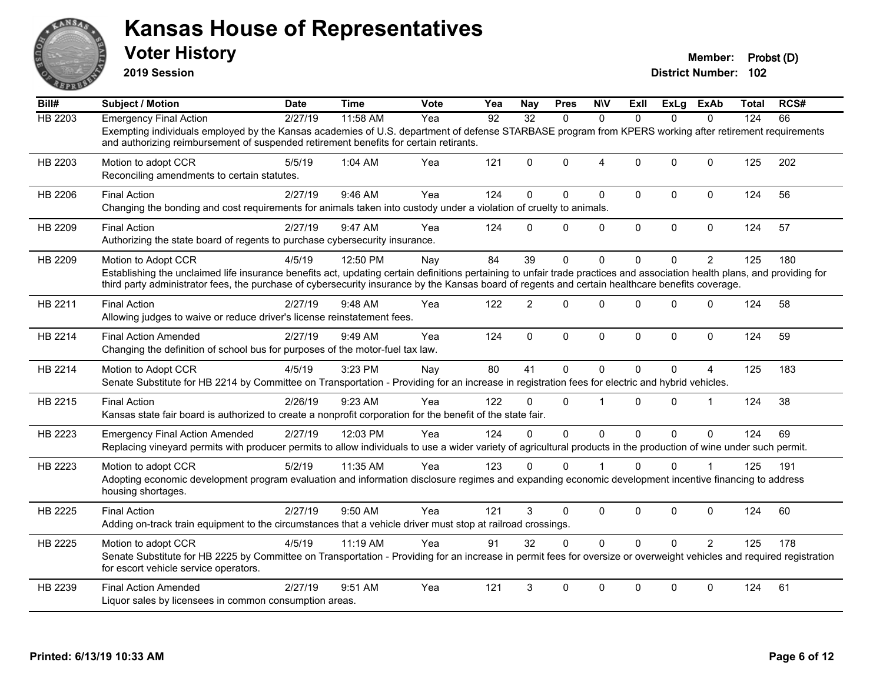# Kansas House of Representatives

## Voter History

**2019 Session**

**Member:** Probst (D)
**District Number:** 102

| Bill# | Subject / Motion | Date | Time | Vote | Yea | Nay | Pres | N\V | ExII | ExLg | ExAb | Total | RCS# |
|---|---|---|---|---|---|---|---|---|---|---|---|---|---|
| HB 2203 | Emergency Final Action | 2/27/19 | 11:58 AM | Yea | 92 | 32 | 0 | 0 | 0 | 0 | 0 | 124 | 66 |
| | Exempting individuals employed by the Kansas academies of U.S. department of defense STARBASE program from KPERS working after retirement requirements and authorizing reimbursement of suspended retirement benefits for certain retirants. | | | | | | | | | | | | |
| HB 2203 | Motion to adopt CCR | 5/5/19 | 1:04 AM | Yea | 121 | 0 | 0 | 4 | 0 | 0 | 0 | 125 | 202 |
| | Reconciling amendments to certain statutes. | | | | | | | | | | | | |
| HB 2206 | Final Action | 2/27/19 | 9:46 AM | Yea | 124 | 0 | 0 | 0 | 0 | 0 | 0 | 124 | 56 |
| | Changing the bonding and cost requirements for animals taken into custody under a violation of cruelty to animals. | | | | | | | | | | | | |
| HB 2209 | Final Action | 2/27/19 | 9:47 AM | Yea | 124 | 0 | 0 | 0 | 0 | 0 | 0 | 124 | 57 |
| | Authorizing the state board of regents to purchase cybersecurity insurance. | | | | | | | | | | | | |
| HB 2209 | Motion to Adopt CCR | 4/5/19 | 12:50 PM | Nay | 84 | 39 | 0 | 0 | 0 | 0 | 2 | 125 | 180 |
| | Establishing the unclaimed life insurance benefits act, updating certain definitions pertaining to unfair trade practices and association health plans, and providing for third party administrator fees, the purchase of cybersecurity insurance by the Kansas board of regents and certain healthcare benefits coverage. | | | | | | | | | | | | |
| HB 2211 | Final Action | 2/27/19 | 9:48 AM | Yea | 122 | 2 | 0 | 0 | 0 | 0 | 0 | 124 | 58 |
| | Allowing judges to waive or reduce driver's license reinstatement fees. | | | | | | | | | | | | |
| HB 2214 | Final Action Amended | 2/27/19 | 9:49 AM | Yea | 124 | 0 | 0 | 0 | 0 | 0 | 0 | 124 | 59 |
| | Changing the definition of school bus for purposes of the motor-fuel tax law. | | | | | | | | | | | | |
| HB 2214 | Motion to Adopt CCR | 4/5/19 | 3:23 PM | Nay | 80 | 41 | 0 | 0 | 0 | 0 | 4 | 125 | 183 |
| | Senate Substitute for HB 2214 by Committee on Transportation - Providing for an increase in registration fees for electric and hybrid vehicles. | | | | | | | | | | | | |
| HB 2215 | Final Action | 2/26/19 | 9:23 AM | Yea | 122 | 0 | 0 | 1 | 0 | 0 | 1 | 124 | 38 |
| | Kansas state fair board is authorized to create a nonprofit corporation for the benefit of the state fair. | | | | | | | | | | | | |
| HB 2223 | Emergency Final Action Amended | 2/27/19 | 12:03 PM | Yea | 124 | 0 | 0 | 0 | 0 | 0 | 0 | 124 | 69 |
| | Replacing vineyard permits with producer permits to allow individuals to use a wider variety of agricultural products in the production of wine under such permit. | | | | | | | | | | | | |
| HB 2223 | Motion to adopt CCR | 5/2/19 | 11:35 AM | Yea | 123 | 0 | 0 | 1 | 0 | 0 | 1 | 125 | 191 |
| | Adopting economic development program evaluation and information disclosure regimes and expanding economic development incentive financing to address housing shortages. | | | | | | | | | | | | |
| HB 2225 | Final Action | 2/27/19 | 9:50 AM | Yea | 121 | 3 | 0 | 0 | 0 | 0 | 0 | 124 | 60 |
| | Adding on-track train equipment to the circumstances that a vehicle driver must stop at railroad crossings. | | | | | | | | | | | | |
| HB 2225 | Motion to adopt CCR | 4/5/19 | 11:19 AM | Yea | 91 | 32 | 0 | 0 | 0 | 0 | 2 | 125 | 178 |
| | Senate Substitute for HB 2225 by Committee on Transportation - Providing for an increase in permit fees for oversize or overweight vehicles and required registration for escort vehicle service operators. | | | | | | | | | | | | |
| HB 2239 | Final Action Amended | 2/27/19 | 9:51 AM | Yea | 121 | 3 | 0 | 0 | 0 | 0 | 0 | 124 | 61 |
| | Liquor sales by licensees in common consumption areas. | | | | | | | | | | | | |

Printed: 6/13/19 10:33 AM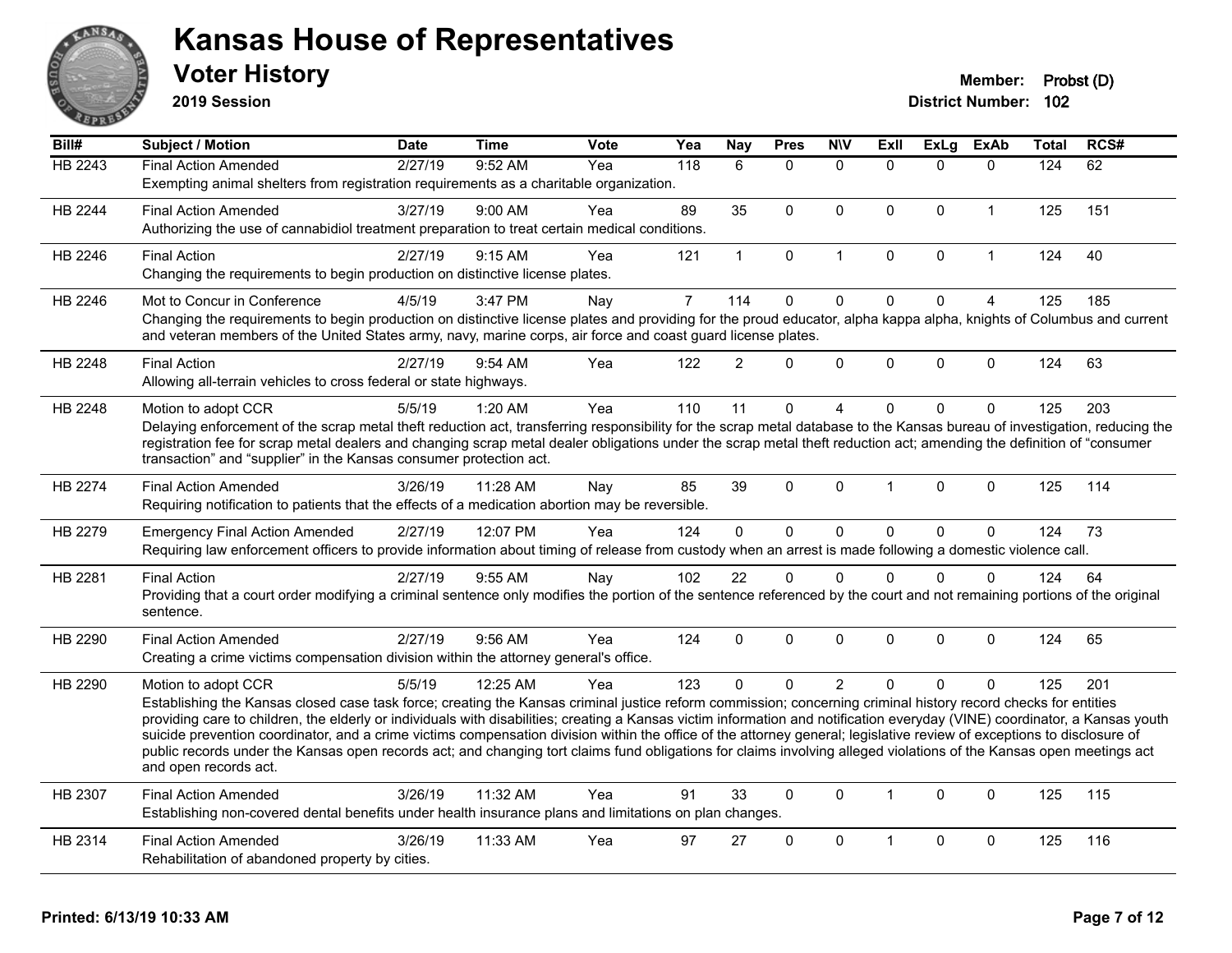# Kansas House of Representatives

## Voter History

**2019 Session**

**Member:** Probst (D)
**District Number:** 102

| Bill# | Subject / Motion | Date | Time | Vote | Yea | Nay | Pres | N\V | ExII | ExLg | ExAb | Total | RCS# |
|---|---|---|---|---|---|---|---|---|---|---|---|---|---|
| HB 2243 | Final Action Amended | 2/27/19 | 9:52 AM | Yea | 118 | 6 | 0 | 0 | 0 | 0 | 0 | 124 | 62 |
| | Exempting animal shelters from registration requirements as a charitable organization. | | | | | | | | | | | | |
| HB 2244 | Final Action Amended | 3/27/19 | 9:00 AM | Yea | 89 | 35 | 0 | 0 | 0 | 0 | 1 | 125 | 151 |
| | Authorizing the use of cannabidiol treatment preparation to treat certain medical conditions. | | | | | | | | | | | | |
| HB 2246 | Final Action | 2/27/19 | 9:15 AM | Yea | 121 | 1 | 0 | 1 | 0 | 0 | 1 | 124 | 40 |
| | Changing the requirements to begin production on distinctive license plates. | | | | | | | | | | | | |
| HB 2246 | Mot to Concur in Conference | 4/5/19 | 3:47 PM | Nay | 7 | 114 | 0 | 0 | 0 | 0 | 4 | 125 | 185 |
| | Changing the requirements to begin production on distinctive license plates and providing for the proud educator, alpha kappa alpha, knights of Columbus and current and veteran members of the United States army, navy, marine corps, air force and coast guard license plates. | | | | | | | | | | | | |
| HB 2248 | Final Action | 2/27/19 | 9:54 AM | Yea | 122 | 2 | 0 | 0 | 0 | 0 | 0 | 124 | 63 |
| | Allowing all-terrain vehicles to cross federal or state highways. | | | | | | | | | | | | |
| HB 2248 | Motion to adopt CCR | 5/5/19 | 1:20 AM | Yea | 110 | 11 | 0 | 4 | 0 | 0 | 0 | 125 | 203 |
| | Delaying enforcement of the scrap metal theft reduction act, transferring responsibility for the scrap metal database to the Kansas bureau of investigation, reducing the registration fee for scrap metal dealers and changing scrap metal dealer obligations under the scrap metal theft reduction act; amending the definition of "consumer transaction" and "supplier" in the Kansas consumer protection act. | | | | | | | | | | | | |
| HB 2274 | Final Action Amended | 3/26/19 | 11:28 AM | Nay | 85 | 39 | 0 | 0 | 1 | 0 | 0 | 125 | 114 |
| | Requiring notification to patients that the effects of a medication abortion may be reversible. | | | | | | | | | | | | |
| HB 2279 | Emergency Final Action Amended | 2/27/19 | 12:07 PM | Yea | 124 | 0 | 0 | 0 | 0 | 0 | 0 | 124 | 73 |
| | Requiring law enforcement officers to provide information about timing of release from custody when an arrest is made following a domestic violence call. | | | | | | | | | | | | |
| HB 2281 | Final Action | 2/27/19 | 9:55 AM | Nay | 102 | 22 | 0 | 0 | 0 | 0 | 0 | 124 | 64 |
| | Providing that a court order modifying a criminal sentence only modifies the portion of the sentence referenced by the court and not remaining portions of the original sentence. | | | | | | | | | | | | |
| HB 2290 | Final Action Amended | 2/27/19 | 9:56 AM | Yea | 124 | 0 | 0 | 0 | 0 | 0 | 0 | 124 | 65 |
| | Creating a crime victims compensation division within the attorney general's office. | | | | | | | | | | | | |
| HB 2290 | Motion to adopt CCR | 5/5/19 | 12:25 AM | Yea | 123 | 0 | 0 | 2 | 0 | 0 | 0 | 125 | 201 |
| | Establishing the Kansas closed case task force; creating the Kansas criminal justice reform commission; concerning criminal history record checks for entities providing care to children, the elderly or individuals with disabilities; creating a Kansas victim information and notification everyday (VINE) coordinator, a Kansas youth suicide prevention coordinator, and a crime victims compensation division within the office of the attorney general; legislative review of exceptions to disclosure of public records under the Kansas open records act; and changing tort claims fund obligations for claims involving alleged violations of the Kansas open meetings act and open records act. | | | | | | | | | | | | |
| HB 2307 | Final Action Amended | 3/26/19 | 11:32 AM | Yea | 91 | 33 | 0 | 0 | 1 | 0 | 0 | 125 | 115 |
| | Establishing non-covered dental benefits under health insurance plans and limitations on plan changes. | | | | | | | | | | | | |
| HB 2314 | Final Action Amended | 3/26/19 | 11:33 AM | Yea | 97 | 27 | 0 | 0 | 1 | 0 | 0 | 125 | 116 |
| | Rehabilitation of abandoned property by cities. | | | | | | | | | | | | |

Printed: 6/13/19 10:33 AM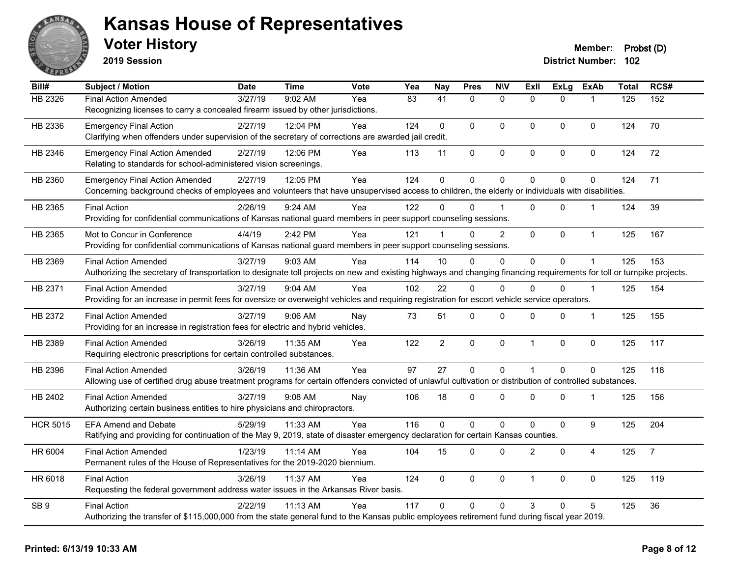# Kansas House of Representatives

## Voter History

**2019 Session**

**Member:** Probst (D)
**District Number:** 102

| Bill# | Subject / Motion | Date | Time | Vote | Yea | Nay | Pres | N\V | ExII | ExLg | ExAb | Total | RCS# |
|---|---|---|---|---|---|---|---|---|---|---|---|---|---|
| HB 2326 | Final Action Amended | 3/27/19 | 9:02 AM | Yea | 83 | 41 | 0 | 0 | 0 | 0 | 1 | 125 | 152 |
| | Recognizing licenses to carry a concealed firearm issued by other jurisdictions. | | | | | | | | | | | | |
| HB 2336 | Emergency Final Action | 2/27/19 | 12:04 PM | Yea | 124 | 0 | 0 | 0 | 0 | 0 | 0 | 124 | 70 |
| | Clarifying when offenders under supervision of the secretary of corrections are awarded jail credit. | | | | | | | | | | | | |
| HB 2346 | Emergency Final Action Amended | 2/27/19 | 12:06 PM | Yea | 113 | 11 | 0 | 0 | 0 | 0 | 0 | 124 | 72 |
| | Relating to standards for school-administered vision screenings. | | | | | | | | | | | | |
| HB 2360 | Emergency Final Action Amended | 2/27/19 | 12:05 PM | Yea | 124 | 0 | 0 | 0 | 0 | 0 | 0 | 124 | 71 |
| | Concerning background checks of employees and volunteers that have unsupervised access to children, the elderly or individuals with disabilities. | | | | | | | | | | | | |
| HB 2365 | Final Action | 2/26/19 | 9:24 AM | Yea | 122 | 0 | 0 | 1 | 0 | 0 | 1 | 124 | 39 |
| | Providing for confidential communications of Kansas national guard members in peer support counseling sessions. | | | | | | | | | | | | |
| HB 2365 | Mot to Concur in Conference | 4/4/19 | 2:42 PM | Yea | 121 | 1 | 0 | 2 | 0 | 0 | 1 | 125 | 167 |
| | Providing for confidential communications of Kansas national guard members in peer support counseling sessions. | | | | | | | | | | | | |
| HB 2369 | Final Action Amended | 3/27/19 | 9:03 AM | Yea | 114 | 10 | 0 | 0 | 0 | 0 | 1 | 125 | 153 |
| | Authorizing the secretary of transportation to designate toll projects on new and existing highways and changing financing requirements for toll or turnpike projects. | | | | | | | | | | | | |
| HB 2371 | Final Action Amended | 3/27/19 | 9:04 AM | Yea | 102 | 22 | 0 | 0 | 0 | 0 | 1 | 125 | 154 |
| | Providing for an increase in permit fees for oversize or overweight vehicles and requiring registration for escort vehicle service operators. | | | | | | | | | | | | |
| HB 2372 | Final Action Amended | 3/27/19 | 9:06 AM | Nay | 73 | 51 | 0 | 0 | 0 | 0 | 1 | 125 | 155 |
| | Providing for an increase in registration fees for electric and hybrid vehicles. | | | | | | | | | | | | |
| HB 2389 | Final Action Amended | 3/26/19 | 11:35 AM | Yea | 122 | 2 | 0 | 0 | 1 | 0 | 0 | 125 | 117 |
| | Requiring electronic prescriptions for certain controlled substances. | | | | | | | | | | | | |
| HB 2396 | Final Action Amended | 3/26/19 | 11:36 AM | Yea | 97 | 27 | 0 | 0 | 1 | 0 | 0 | 125 | 118 |
| | Allowing use of certified drug abuse treatment programs for certain offenders convicted of unlawful cultivation or distribution of controlled substances. | | | | | | | | | | | | |
| HB 2402 | Final Action Amended | 3/27/19 | 9:08 AM | Nay | 106 | 18 | 0 | 0 | 0 | 0 | 1 | 125 | 156 |
| | Authorizing certain business entities to hire physicians and chiropractors. | | | | | | | | | | | | |
| HCR 5015 | EFA Amend and Debate | 5/29/19 | 11:33 AM | Yea | 116 | 0 | 0 | 0 | 0 | 0 | 9 | 125 | 204 |
| | Ratifying and providing for continuation of the May 9, 2019, state of disaster emergency declaration for certain Kansas counties. | | | | | | | | | | | | |
| HR 6004 | Final Action Amended | 1/23/19 | 11:14 AM | Yea | 104 | 15 | 0 | 0 | 2 | 0 | 4 | 125 | 7 |
| | Permanent rules of the House of Representatives for the 2019-2020 biennium. | | | | | | | | | | | | |
| HR 6018 | Final Action | 3/26/19 | 11:37 AM | Yea | 124 | 0 | 0 | 0 | 1 | 0 | 0 | 125 | 119 |
| | Requesting the federal government address water issues in the Arkansas River basis. | | | | | | | | | | | | |
| SB 9 | Final Action | 2/22/19 | 11:13 AM | Yea | 117 | 0 | 0 | 0 | 3 | 0 | 5 | 125 | 36 |
| | Authorizing the transfer of $115,000,000 from the state general fund to the Kansas public employees retirement fund during fiscal year 2019. | | | | | | | | | | | | |

**Printed: 6/13/19 10:33 AM**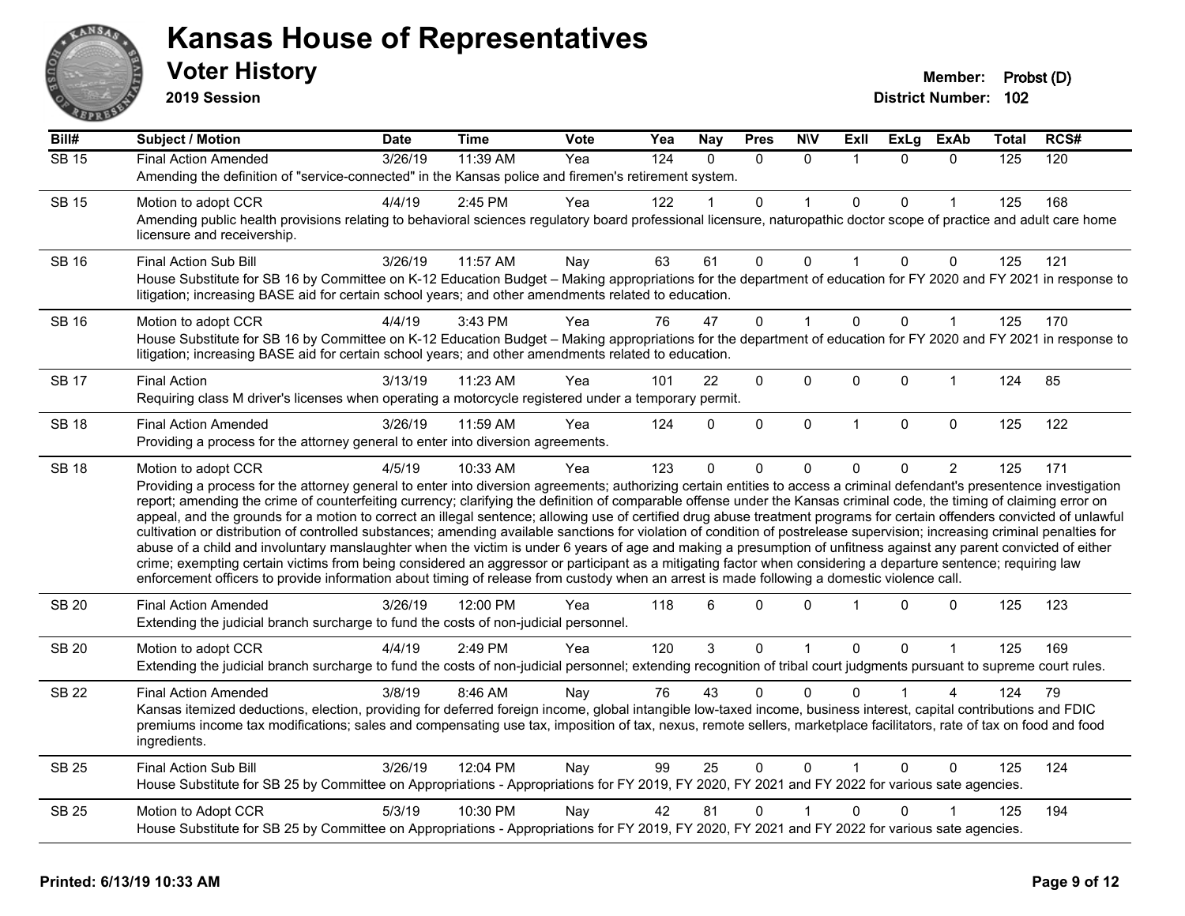# Kansas House of Representatives

## Voter History

**2019 Session**

**Member:** Probst (D)
**District Number:** 102

| Bill# | Subject / Motion | Date | Time | Vote | Yea | Nay | Pres | N\V | ExIl | ExLg | ExAb | Total | RCS# |
|---|---|---|---|---|---|---|---|---|---|---|---|---|---|
| SB 15 | Final Action Amended | 3/26/19 | 11:39 AM | Yea | 124 | 0 | 0 | 0 | 1 | 0 | 0 | 125 | 120 |
| | Amending the definition of "service-connected" in the Kansas police and firemen's retirement system. | | | | | | | | | | | | |
| SB 15 | Motion to adopt CCR | 4/4/19 | 2:45 PM | Yea | 122 | 1 | 0 | 1 | 0 | 0 | 1 | 125 | 168 |
| | Amending public health provisions relating to behavioral sciences regulatory board professional licensure, naturopathic doctor scope of practice and adult care home licensure and receivership. | | | | | | | | | | | | |
| SB 16 | Final Action Sub Bill | 3/26/19 | 11:57 AM | Nay | 63 | 61 | 0 | 0 | 1 | 0 | 0 | 125 | 121 |
| | House Substitute for SB 16 by Committee on K-12 Education Budget – Making appropriations for the department of education for FY 2020 and FY 2021 in response to litigation; increasing BASE aid for certain school years; and other amendments related to education. | | | | | | | | | | | | |
| SB 16 | Motion to adopt CCR | 4/4/19 | 3:43 PM | Yea | 76 | 47 | 0 | 1 | 0 | 0 | 1 | 125 | 170 |
| | House Substitute for SB 16 by Committee on K-12 Education Budget – Making appropriations for the department of education for FY 2020 and FY 2021 in response to litigation; increasing BASE aid for certain school years; and other amendments related to education. | | | | | | | | | | | | |
| SB 17 | Final Action | 3/13/19 | 11:23 AM | Yea | 101 | 22 | 0 | 0 | 0 | 0 | 1 | 124 | 85 |
| | Requiring class M driver's licenses when operating a motorcycle registered under a temporary permit. | | | | | | | | | | | | |
| SB 18 | Final Action Amended | 3/26/19 | 11:59 AM | Yea | 124 | 0 | 0 | 0 | 1 | 0 | 0 | 125 | 122 |
| | Providing a process for the attorney general to enter into diversion agreements. | | | | | | | | | | | | |
| SB 18 | Motion to adopt CCR | 4/5/19 | 10:33 AM | Yea | 123 | 0 | 0 | 0 | 0 | 0 | 2 | 125 | 171 |
| | Providing a process for the attorney general to enter into diversion agreements; authorizing certain entities to access a criminal defendant's presentence investigation report; amending the crime of counterfeiting currency; clarifying the definition of comparable offense under the Kansas criminal code, the timing of claiming error on appeal, and the grounds for a motion to correct an illegal sentence; allowing use of certified drug abuse treatment programs for certain offenders convicted of unlawful cultivation or distribution of controlled substances; amending available sanctions for violation of condition of postrelease supervision; increasing criminal penalties for abuse of a child and involuntary manslaughter when the victim is under 6 years of age and making a presumption of unfitness against any parent convicted of either crime; exempting certain victims from being considered an aggressor or participant as a mitigating factor when considering a departure sentence; requiring law enforcement officers to provide information about timing of release from custody when an arrest is made following a domestic violence call. | | | | | | | | | | | | |
| SB 20 | Final Action Amended | 3/26/19 | 12:00 PM | Yea | 118 | 6 | 0 | 0 | 1 | 0 | 0 | 125 | 123 |
| | Extending the judicial branch surcharge to fund the costs of non-judicial personnel. | | | | | | | | | | | | |
| SB 20 | Motion to adopt CCR | 4/4/19 | 2:49 PM | Yea | 120 | 3 | 0 | 1 | 0 | 0 | 1 | 125 | 169 |
| | Extending the judicial branch surcharge to fund the costs of non-judicial personnel; extending recognition of tribal court judgments pursuant to supreme court rules. | | | | | | | | | | | | |
| SB 22 | Final Action Amended | 3/8/19 | 8:46 AM | Nay | 76 | 43 | 0 | 0 | 0 | 1 | 4 | 124 | 79 |
| | Kansas itemized deductions, election, providing for deferred foreign income, global intangible low-taxed income, business interest, capital contributions and FDIC premiums income tax modifications; sales and compensating use tax, imposition of tax, nexus, remote sellers, marketplace facilitators, rate of tax on food and food ingredients. | | | | | | | | | | | | |
| SB 25 | Final Action Sub Bill | 3/26/19 | 12:04 PM | Nay | 99 | 25 | 0 | 0 | 1 | 0 | 0 | 125 | 124 |
| | House Substitute for SB 25 by Committee on Appropriations - Appropriations for FY 2019, FY 2020, FY 2021 and FY 2022 for various sate agencies. | | | | | | | | | | | | |
| SB 25 | Motion to Adopt CCR | 5/3/19 | 10:30 PM | Nay | 42 | 81 | 0 | 1 | 0 | 0 | 1 | 125 | 194 |
| | House Substitute for SB 25 by Committee on Appropriations - Appropriations for FY 2019, FY 2020, FY 2021 and FY 2022 for various sate agencies. | | | | | | | | | | | | |

**Printed: 6/13/19 10:33 AM**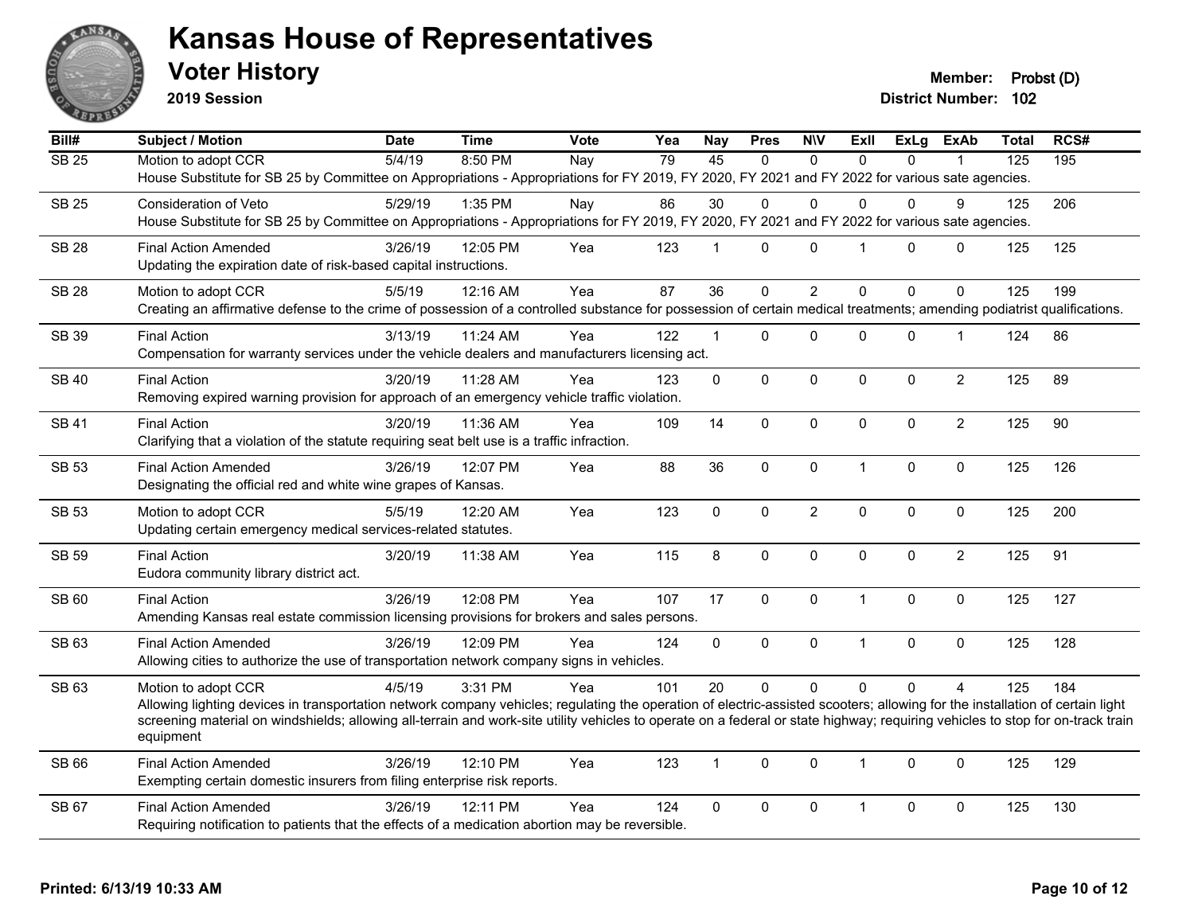# Kansas House of Representatives

## Voter History

**2019 Session**

**Member:** Probst (D)
**District Number:** 102

| Bill# | Subject / Motion | Date | Time | Vote | Yea | Nay | Pres | N\V | ExII | ExLg | ExAb | Total | RCS# |
|---|---|---|---|---|---|---|---|---|---|---|---|---|---|
| SB 25 | Motion to adopt CCR | 5/4/19 | 8:50 PM | Nay | 79 | 45 | 0 | 0 | 0 | 0 | 1 | 125 | 195 |
| | House Substitute for SB 25 by Committee on Appropriations - Appropriations for FY 2019, FY 2020, FY 2021 and FY 2022 for various sate agencies. | | | | | | | | | | | | |
| SB 25 | Consideration of Veto | 5/29/19 | 1:35 PM | Nay | 86 | 30 | 0 | 0 | 0 | 0 | 9 | 125 | 206 |
| | House Substitute for SB 25 by Committee on Appropriations - Appropriations for FY 2019, FY 2020, FY 2021 and FY 2022 for various sate agencies. | | | | | | | | | | | | |
| SB 28 | Final Action Amended | 3/26/19 | 12:05 PM | Yea | 123 | 1 | 0 | 0 | 1 | 0 | 0 | 125 | 125 |
| | Updating the expiration date of risk-based capital instructions. | | | | | | | | | | | | |
| SB 28 | Motion to adopt CCR | 5/5/19 | 12:16 AM | Yea | 87 | 36 | 0 | 2 | 0 | 0 | 0 | 125 | 199 |
| | Creating an affirmative defense to the crime of possession of a controlled substance for possession of certain medical treatments; amending podiatrist qualifications. | | | | | | | | | | | | |
| SB 39 | Final Action | 3/13/19 | 11:24 AM | Yea | 122 | 1 | 0 | 0 | 0 | 0 | 1 | 124 | 86 |
| | Compensation for warranty services under the vehicle dealers and manufacturers licensing act. | | | | | | | | | | | | |
| SB 40 | Final Action | 3/20/19 | 11:28 AM | Yea | 123 | 0 | 0 | 0 | 0 | 0 | 2 | 125 | 89 |
| | Removing expired warning provision for approach of an emergency vehicle traffic violation. | | | | | | | | | | | | |
| SB 41 | Final Action | 3/20/19 | 11:36 AM | Yea | 109 | 14 | 0 | 0 | 0 | 0 | 2 | 125 | 90 |
| | Clarifying that a violation of the statute requiring seat belt use is a traffic infraction. | | | | | | | | | | | | |
| SB 53 | Final Action Amended | 3/26/19 | 12:07 PM | Yea | 88 | 36 | 0 | 0 | 1 | 0 | 0 | 125 | 126 |
| | Designating the official red and white wine grapes of Kansas. | | | | | | | | | | | | |
| SB 53 | Motion to adopt CCR | 5/5/19 | 12:20 AM | Yea | 123 | 0 | 0 | 2 | 0 | 0 | 0 | 125 | 200 |
| | Updating certain emergency medical services-related statutes. | | | | | | | | | | | | |
| SB 59 | Final Action | 3/20/19 | 11:38 AM | Yea | 115 | 8 | 0 | 0 | 0 | 0 | 2 | 125 | 91 |
| | Eudora community library district act. | | | | | | | | | | | | |
| SB 60 | Final Action | 3/26/19 | 12:08 PM | Yea | 107 | 17 | 0 | 0 | 1 | 0 | 0 | 125 | 127 |
| | Amending Kansas real estate commission licensing provisions for brokers and sales persons. | | | | | | | | | | | | |
| SB 63 | Final Action Amended | 3/26/19 | 12:09 PM | Yea | 124 | 0 | 0 | 0 | 1 | 0 | 0 | 125 | 128 |
| | Allowing cities to authorize the use of transportation network company signs in vehicles. | | | | | | | | | | | | |
| SB 63 | Motion to adopt CCR | 4/5/19 | 3:31 PM | Yea | 101 | 20 | 0 | 0 | 0 | 0 | 4 | 125 | 184 |
| | Allowing lighting devices in transportation network company vehicles; regulating the operation of electric-assisted scooters; allowing for the installation of certain light screening material on windshields; allowing all-terrain and work-site utility vehicles to operate on a federal or state highway; requiring vehicles to stop for on-track train equipment | | | | | | | | | | | | |
| SB 66 | Final Action Amended | 3/26/19 | 12:10 PM | Yea | 123 | 1 | 0 | 0 | 1 | 0 | 0 | 125 | 129 |
| | Exempting certain domestic insurers from filing enterprise risk reports. | | | | | | | | | | | | |
| SB 67 | Final Action Amended | 3/26/19 | 12:11 PM | Yea | 124 | 0 | 0 | 0 | 1 | 0 | 0 | 125 | 130 |
| | Requiring notification to patients that the effects of a medication abortion may be reversible. | | | | | | | | | | | | |

**Printed: 6/13/19 10:33 AM**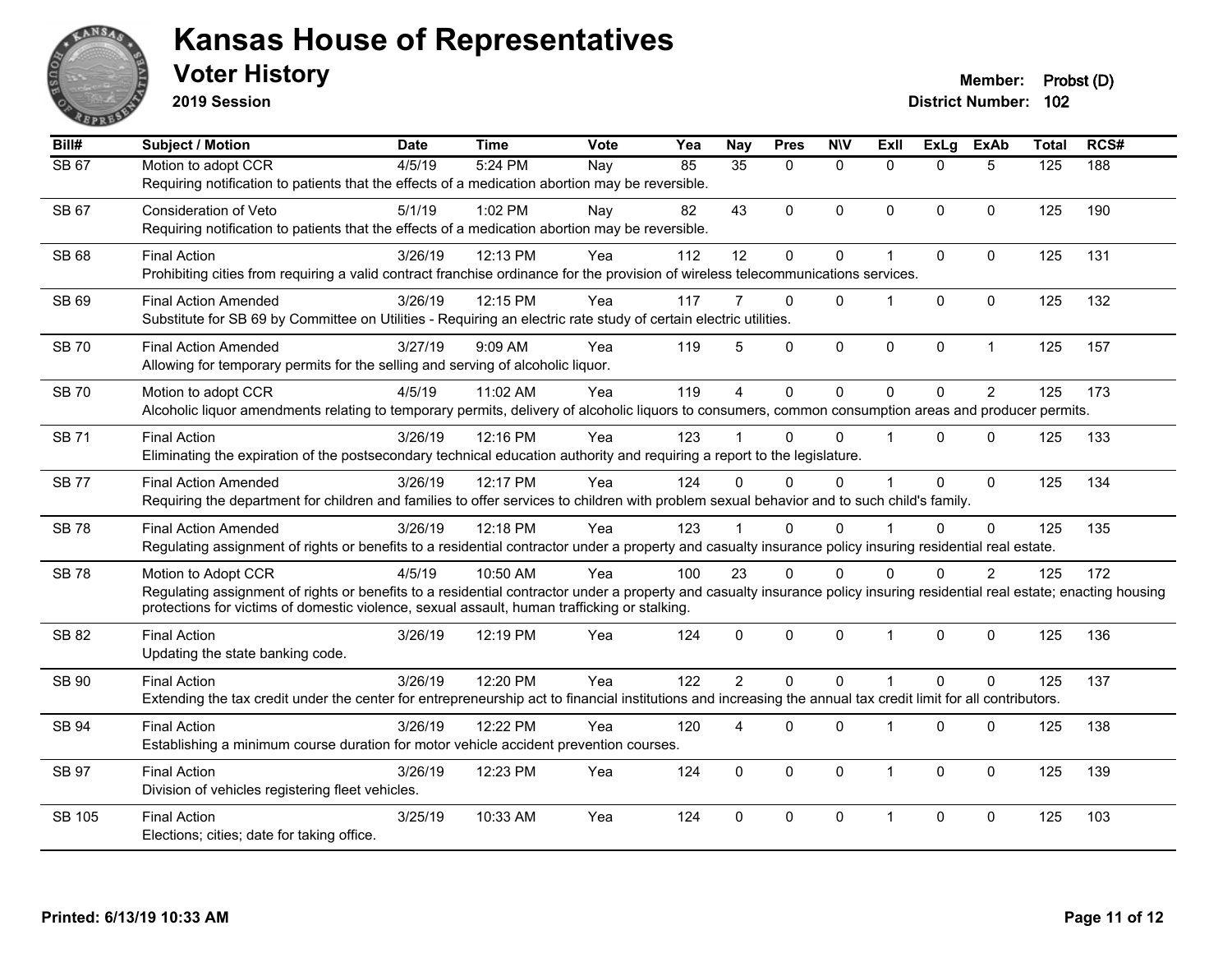# Kansas House of Representatives

## Voter History

**2019 Session**

**Member:** Probst (D)
**District Number:** 102

| Bill# | Subject / Motion | Date | Time | Vote | Yea | Nay | Pres | N\V | ExII | ExLg | ExAb | Total | RCS# |
|---|---|---|---|---|---|---|---|---|---|---|---|---|---|
| SB 67 | Motion to adopt CCR<br>Requiring notification to patients that the effects of a medication abortion may be reversible. | 4/5/19 | 5:24 PM | Nay | 85 | 35 | 0 | 0 | 0 | 0 | 5 | 125 | 188 |
| SB 67 | Consideration of Veto<br>Requiring notification to patients that the effects of a medication abortion may be reversible. | 5/1/19 | 1:02 PM | Nay | 82 | 43 | 0 | 0 | 0 | 0 | 0 | 125 | 190 |
| SB 68 | Final Action<br>Prohibiting cities from requiring a valid contract franchise ordinance for the provision of wireless telecommunications services. | 3/26/19 | 12:13 PM | Yea | 112 | 12 | 0 | 0 | 1 | 0 | 0 | 125 | 131 |
| SB 69 | Final Action Amended<br>Substitute for SB 69 by Committee on Utilities - Requiring an electric rate study of certain electric utilities. | 3/26/19 | 12:15 PM | Yea | 117 | 7 | 0 | 0 | 1 | 0 | 0 | 125 | 132 |
| SB 70 | Final Action Amended<br>Allowing for temporary permits for the selling and serving of alcoholic liquor. | 3/27/19 | 9:09 AM | Yea | 119 | 5 | 0 | 0 | 0 | 0 | 1 | 125 | 157 |
| SB 70 | Motion to adopt CCR<br>Alcoholic liquor amendments relating to temporary permits, delivery of alcoholic liquors to consumers, common consumption areas and producer permits. | 4/5/19 | 11:02 AM | Yea | 119 | 4 | 0 | 0 | 0 | 0 | 2 | 125 | 173 |
| SB 71 | Final Action<br>Eliminating the expiration of the postsecondary technical education authority and requiring a report to the legislature. | 3/26/19 | 12:16 PM | Yea | 123 | 1 | 0 | 0 | 1 | 0 | 0 | 125 | 133 |
| SB 77 | Final Action Amended<br>Requiring the department for children and families to offer services to children with problem sexual behavior and to such child's family. | 3/26/19 | 12:17 PM | Yea | 124 | 0 | 0 | 0 | 1 | 0 | 0 | 125 | 134 |
| SB 78 | Final Action Amended<br>Regulating assignment of rights or benefits to a residential contractor under a property and casualty insurance policy insuring residential real estate. | 3/26/19 | 12:18 PM | Yea | 123 | 1 | 0 | 0 | 1 | 0 | 0 | 125 | 135 |
| SB 78 | Motion to Adopt CCR<br>Regulating assignment of rights or benefits to a residential contractor under a property and casualty insurance policy insuring residential real estate; enacting housing protections for victims of domestic violence, sexual assault, human trafficking or stalking. | 4/5/19 | 10:50 AM | Yea | 100 | 23 | 0 | 0 | 0 | 0 | 2 | 125 | 172 |
| SB 82 | Final Action<br>Updating the state banking code. | 3/26/19 | 12:19 PM | Yea | 124 | 0 | 0 | 0 | 1 | 0 | 0 | 125 | 136 |
| SB 90 | Final Action<br>Extending the tax credit under the center for entrepreneurship act to financial institutions and increasing the annual tax credit limit for all contributors. | 3/26/19 | 12:20 PM | Yea | 122 | 2 | 0 | 0 | 1 | 0 | 0 | 125 | 137 |
| SB 94 | Final Action<br>Establishing a minimum course duration for motor vehicle accident prevention courses. | 3/26/19 | 12:22 PM | Yea | 120 | 4 | 0 | 0 | 1 | 0 | 0 | 125 | 138 |
| SB 97 | Final Action<br>Division of vehicles registering fleet vehicles. | 3/26/19 | 12:23 PM | Yea | 124 | 0 | 0 | 0 | 1 | 0 | 0 | 125 | 139 |
| SB 105 | Final Action<br>Elections; cities; date for taking office. | 3/25/19 | 10:33 AM | Yea | 124 | 0 | 0 | 0 | 1 | 0 | 0 | 125 | 103 |

Printed: 6/13/19 10:33 AM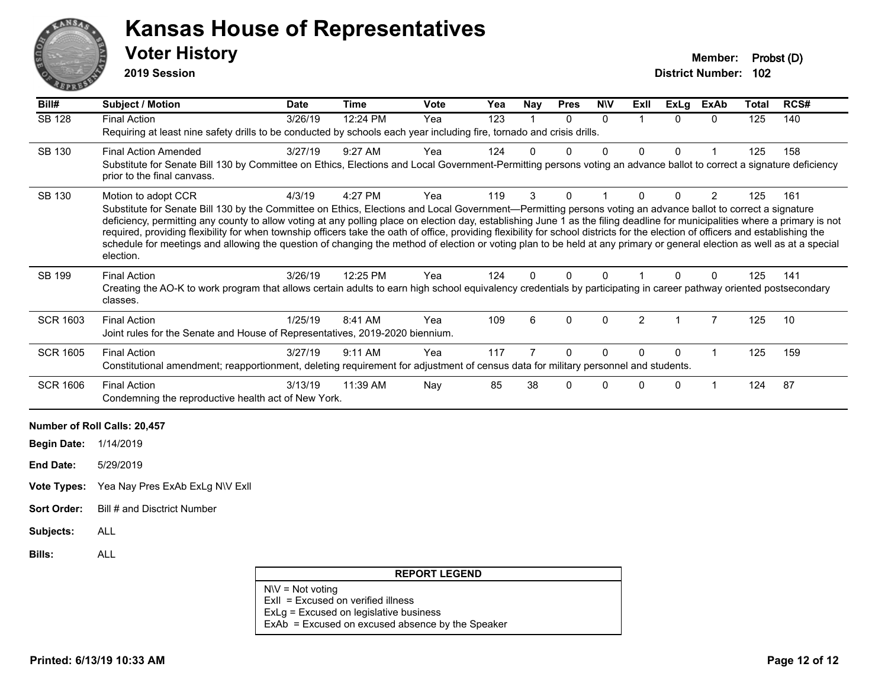# Kansas House of Representatives

## Voter History

**2019 Session**

**Member:** Probst (D)
**District Number:** 102

| Bill# | Subject / Motion | Date | Time | Vote | Yea | Nay | Pres | N\V | ExIl | ExLg | ExAb | Total | RCS# |
|---|---|---|---|---|---|---|---|---|---|---|---|---|---|
| SB 128 | Final Action | 3/26/19 | 12:24 PM | Yea | 123 | 1 | 0 | 0 | 1 | 0 | 0 | 125 | 140 |
| | Requiring at least nine safety drills to be conducted by schools each year including fire, tornado and crisis drills. | | | | | | | | | | | | |
| SB 130 | Final Action Amended | 3/27/19 | 9:27 AM | Yea | 124 | 0 | 0 | 0 | 0 | 0 | 1 | 125 | 158 |
| | Substitute for Senate Bill 130 by Committee on Ethics, Elections and Local Government-Permitting persons voting an advance ballot to correct a signature deficiency prior to the final canvass. | | | | | | | | | | | | |
| SB 130 | Motion to adopt CCR | 4/3/19 | 4:27 PM | Yea | 119 | 3 | 0 | 1 | 0 | 0 | 2 | 125 | 161 |
| | Substitute for Senate Bill 130 by the Committee on Ethics, Elections and Local Government—Permitting persons voting an advance ballot to correct a signature deficiency, permitting any county to allow voting at any polling place on election day, establishing June 1 as the filing deadline for municipalities where a primary is not required, providing flexibility for when township officers take the oath of office, providing flexibility for school districts for the election of officers and establishing the schedule for meetings and allowing the question of changing the method of election or voting plan to be held at any primary or general election as well as at a special election. | | | | | | | | | | | | |
| SB 199 | Final Action | 3/26/19 | 12:25 PM | Yea | 124 | 0 | 0 | 0 | 1 | 0 | 0 | 125 | 141 |
| | Creating the AO-K to work program that allows certain adults to earn high school equivalency credentials by participating in career pathway oriented postsecondary classes. | | | | | | | | | | | | |
| SCR 1603 | Final Action | 1/25/19 | 8:41 AM | Yea | 109 | 6 | 0 | 0 | 2 | 1 | 7 | 125 | 10 |
| | Joint rules for the Senate and House of Representatives, 2019-2020 biennium. | | | | | | | | | | | | |
| SCR 1605 | Final Action | 3/27/19 | 9:11 AM | Yea | 117 | 7 | 0 | 0 | 0 | 0 | 1 | 125 | 159 |
| | Constitutional amendment; reapportionment, deleting requirement for adjustment of census data for military personnel and students. | | | | | | | | | | | | |
| SCR 1606 | Final Action | 3/13/19 | 11:39 AM | Nay | 85 | 38 | 0 | 0 | 0 | 0 | 1 | 124 | 87 |
| | Condemning the reproductive health act of New York. | | | | | | | | | | | | |

**Number of Roll Calls: 20,457**

**Begin Date:** 1/14/2019

**End Date:** 5/29/2019

**Vote Types:** Yea Nay Pres ExAb ExLg N\V ExIl

**Sort Order:** Bill # and Disctrict Number

**Subjects:** ALL

**Bills:** ALL

**REPORT LEGEND**

N\V = Not voting
ExIl = Excused on verified illness
ExLg = Excused on legislative business
ExAb = Excused on excused absence by the Speaker

**Printed: 6/13/19 10:33 AM**